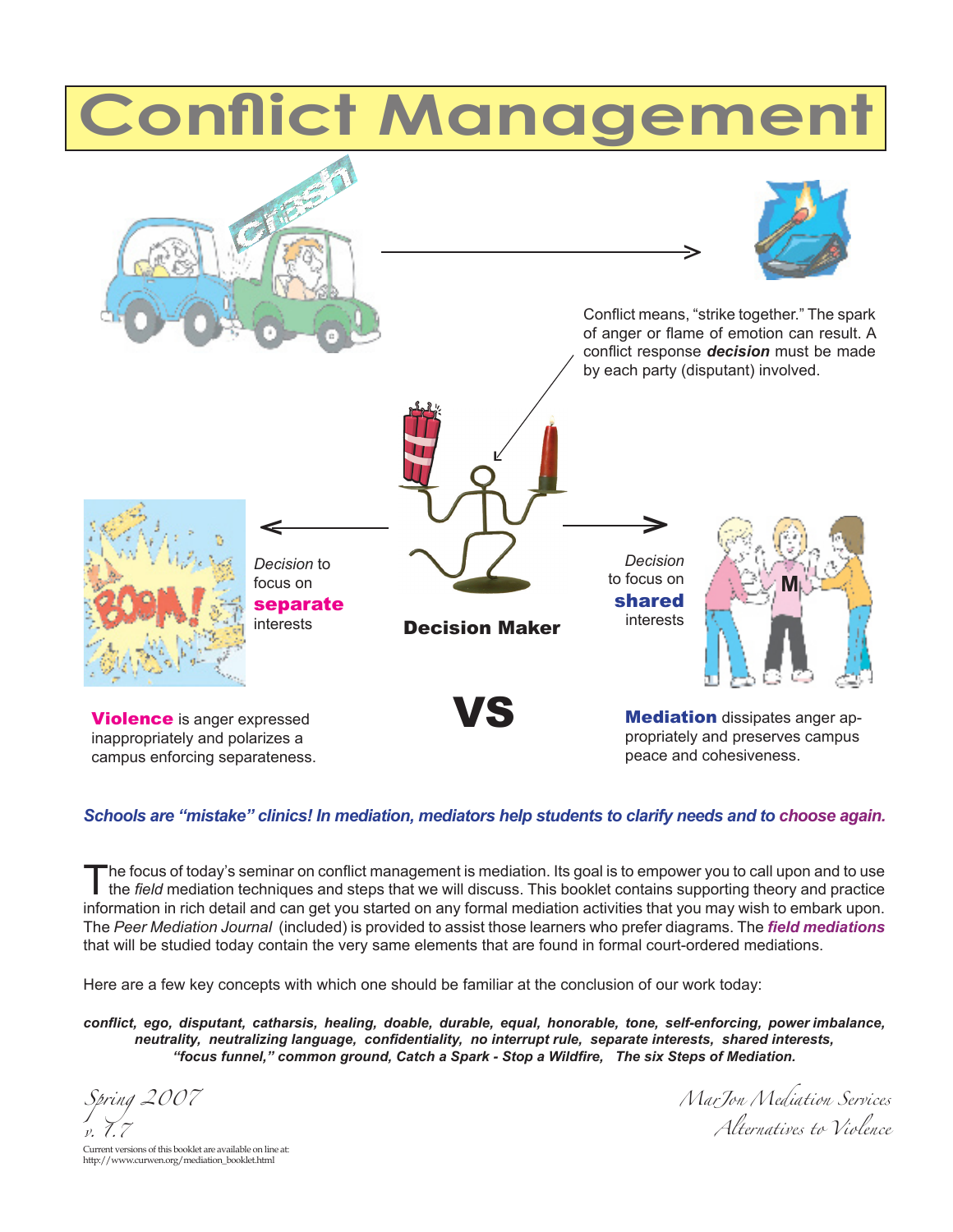# Conflict Management

Conflict means, "strike together." The spark of anger or flame of emotion can result. A conflict response ***decision*** must be made by each party (disputant) involved.

*Decision* to focus on **separate** interests

**Decision Maker**

*Decision* to focus on **shared** interests

**Violence** is anger expressed inappropriately and polarizes a campus enforcing separateness.

**VS**

**Mediation** dissipates anger appropriately and preserves campus peace and cohesiveness.

***Schools are "mistake" clinics! In mediation, mediators help students to clarify needs and to choose again.***

The focus of today's seminar on conflict management is mediation. Its goal is to empower you to call upon and to use the *field* mediation techniques and steps that we will discuss. This booklet contains supporting theory and practice information in rich detail and can get you started on any formal mediation activities that you may wish to embark upon. The *Peer Mediation Journal* (included) is provided to assist those learners who prefer diagrams. The ***field mediations*** that will be studied today contain the very same elements that are found in formal court-ordered mediations.

Here are a few key concepts with which one should be familiar at the conclusion of our work today:

***conflict, ego, disputant, catharsis, healing, doable, durable, equal, honorable, tone, self-enforcing, power imbalance, neutrality, neutralizing language, confidentiality, no interrupt rule, separate interests, shared interests, "focus funnel," common ground, Catch a Spark - Stop a Wildfire, The six Steps of Mediation.***

*Spring 2007*
*v. 7.7*

Current versions of this booklet are available on line at:
http://www.curwen.org/mediation_booklet.html

*MarJon Mediation Services*
*Alternatives to Violence*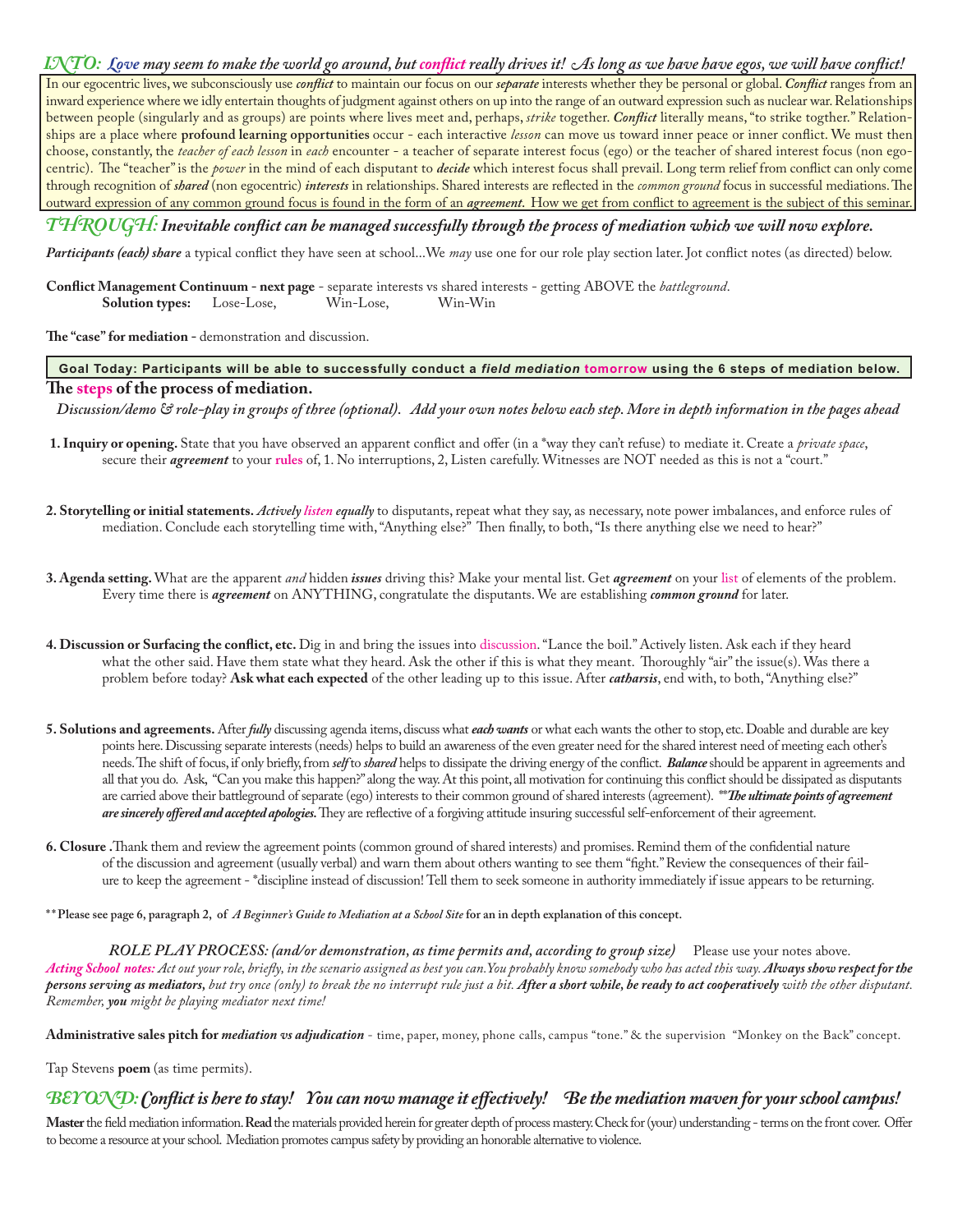## *INTO: Love may seem to make the world go around, but conflict really drives it! As long as we have have egos, we will have conflict!*

In our egocentric lives, we subconsciously use ***conflict*** to maintain our focus on our ***separate*** interests whether they be personal or global. ***Conflict*** ranges from an inward experience where we idly entertain thoughts of judgment against others on up into the range of an outward expression such as nuclear war. Relationships between people (singularly and as groups) are points where lives meet and, perhaps, *strike* together. ***Conflict*** literally means, "to strike togther." Relationships are a place where **profound learning opportunities** occur - each interactive *lesson* can move us toward inner peace or inner conflict. We must then choose, constantly, the *teacher of each lesson* in *each* encounter - a teacher of separate interest focus (ego) or the teacher of shared interest focus (non egocentric). The "teacher" is the *power* in the mind of each disputant to ***decide*** which interest focus shall prevail. Long term relief from conflict can only come through recognition of ***shared*** (non egocentric) ***interests*** in relationships. Shared interests are reflected in the *common ground* focus in successful mediations. The outward expression of any common ground focus is found in the form of an ***agreement***. How we get from conflict to agreement is the subject of this seminar.

## *THROUGH: Inevitable conflict can be managed successfully through the process of mediation which we will now explore.*

***Participants (each) share*** a typical conflict they have seen at school...We *may* use one for our role play section later. Jot conflict notes (as directed) below.

**Conflict Management Continuum - next page** - separate interests vs shared interests - getting ABOVE the *battleground*.
**Solution types:** Lose-Lose, Win-Lose, Win-Win

**The "case" for mediation** - demonstration and discussion.

**Goal Today: Participants will be able to successfully conduct a *field mediation* tomorrow using the 6 steps of mediation below.**

### The steps of the process of mediation.

*Discussion/demo & role-play in groups of three (optional). Add your own notes below each step. More in depth information in the pages ahead*

**1. Inquiry or opening.** State that you have observed an apparent conflict and offer (in a *way they can't refuse) to mediate it. Create a *private space*, secure their ***agreement*** to your rules of, 1. No interruptions, 2, Listen carefully. Witnesses are NOT needed as this is not a "court."

**2. Storytelling or initial statements.** ***Actively listen equally*** to disputants, repeat what they say, as necessary, note power imbalances, and enforce rules of mediation. Conclude each storytelling time with, "Anything else?" Then finally, to both, "Is there anything else we need to hear?"

**3. Agenda setting.** What are the apparent *and* hidden ***issues*** driving this? Make your mental list. Get ***agreement*** on your list of elements of the problem. Every time there is ***agreement*** on ANYTHING, congratulate the disputants. We are establishing ***common ground*** for later.

**4. Discussion or Surfacing the conflict, etc.** Dig in and bring the issues into discussion. "Lance the boil." Actively listen. Ask each if they heard what the other said. Have them state what they heard. Ask the other if this is what they meant. Thoroughly "air" the issue(s). Was there a problem before today? **Ask what each expected** of the other leading up to this issue. After ***catharsis***, end with, to both, "Anything else?"

**5. Solutions and agreements.** After ***fully*** discussing agenda items, discuss what ***each wants*** or what each wants the other to stop, etc. Doable and durable are key points here. Discussing separate interests (needs) helps to build an awareness of the even greater need for the shared interest need of meeting each other's needs. The shift of focus, if only briefly, from ***self*** to ***shared*** helps to dissipate the driving energy of the conflict. ***Balance*** should be apparent in agreements and all that you do. Ask, "Can you make this happen?" along the way. At this point, all motivation for continuing this conflict should be dissipated as disputants are carried above their battleground of separate (ego) interests to their common ground of shared interests (agreement). ***\*\*The ultimate points of agreement are sincerely offered and accepted apologies.*** They are reflective of a forgiving attitude insuring successful self-enforcement of their agreement.

**6. Closure .** Thank them and review the agreement points (common ground of shared interests) and promises. Remind them of the confidential nature of the discussion and agreement (usually verbal) and warn them about others wanting to see them "fight." Review the consequences of their failure to keep the agreement - *discipline instead of discussion! Tell them to seek someone in authority immediately if issue appears to be returning.

**\*\*Please see page 6, paragraph 2, of *A Beginner's Guide to Mediation at a School Site* for an in depth explanation of this concept.**

*ROLE PLAY PROCESS: (and/or demonstration, as time permits and, according to group size)* Please use your notes above.
*Acting School notes: Act out your role, briefly, in the scenario assigned as best you can. You probably know somebody who has acted this way.* ***Always show respect for the persons serving as mediators,*** *but try once (only) to break the no interrupt rule just a bit.* ***After a short while, be ready to act cooperatively*** *with the other disputant. Remember,* ***you*** *might be playing mediator next time!*

**Administrative sales pitch for *mediation vs adjudication*** - time, paper, money, phone calls, campus "tone." & the supervision "Monkey on the Back" concept.

Tap Stevens **poem** (as time permits).

## *BEYOND: Conflict is here to stay! You can now manage it effectively! Be the mediation maven for your school campus!*

**Master** the field mediation information. **Read** the materials provided herein for greater depth of process mastery. Check for (your) understanding - terms on the front cover. Offer to become a resource at your school. Mediation promotes campus safety by providing an honorable alternative to violence.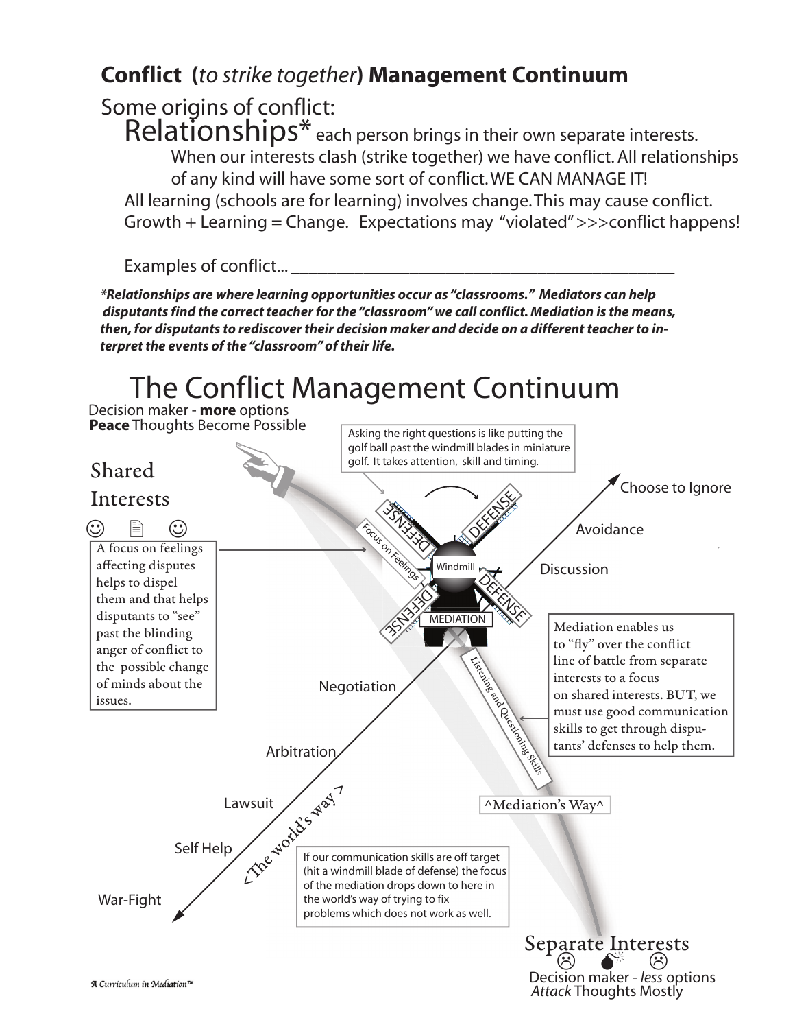## **Conflict (*to strike together*) Management Continuum**

Some origins of conflict:

**Relationships*** each person brings in their own separate interests.

When our interests clash (strike together) we have conflict. All relationships of any kind will have some sort of conflict. WE CAN MANAGE IT!

All learning (schools are for learning) involves change. This may cause conflict.

Growth + Learning = Change. Expectations may "violated" >>>conflict happens!

Examples of conflict... _______________________________________________

***Relationships are where learning opportunities occur as "classrooms." Mediators can help disputants find the correct teacher for the "classroom" we call conflict. Mediation is the means, then, for disputants to rediscover their decision maker and decide on a different teacher to interpret the events of the "classroom" of their life.***

# The Conflict Management Continuum

Decision maker - **more** options
**Peace** Thoughts Become Possible

Shared Interests

A focus on feelings affecting disputes helps to dispel them and that helps disputants to "see" past the blinding anger of conflict to the possible change of minds about the issues.

Asking the right questions is like putting the golf ball past the windmill blades in miniature golf. It takes attention, skill and timing.

DEFENSE

DEFENSE

DEFENSE

DEFENSE

Focus on Feelings

Windmill

MEDIATION

Listening and Questioning Skills

Choose to Ignore

Avoidance

Discussion

Negotiation

Arbitration

Lawsuit

Self Help

War-Fight

<The world's way>

^Mediation's Way^

Mediation enables us to "fly" over the conflict line of battle from separate interests to a focus on shared interests. BUT, we must use good communication skills to get through disputants' defenses to help them.

If our communication skills are off target (hit a windmill blade of defense) the focus of the mediation drops down to here in the world's way of trying to fix problems which does not work as well.

Separate Interests

Decision maker - *less* options
*Attack* Thoughts Mostly

*A Curriculum in Mediation™*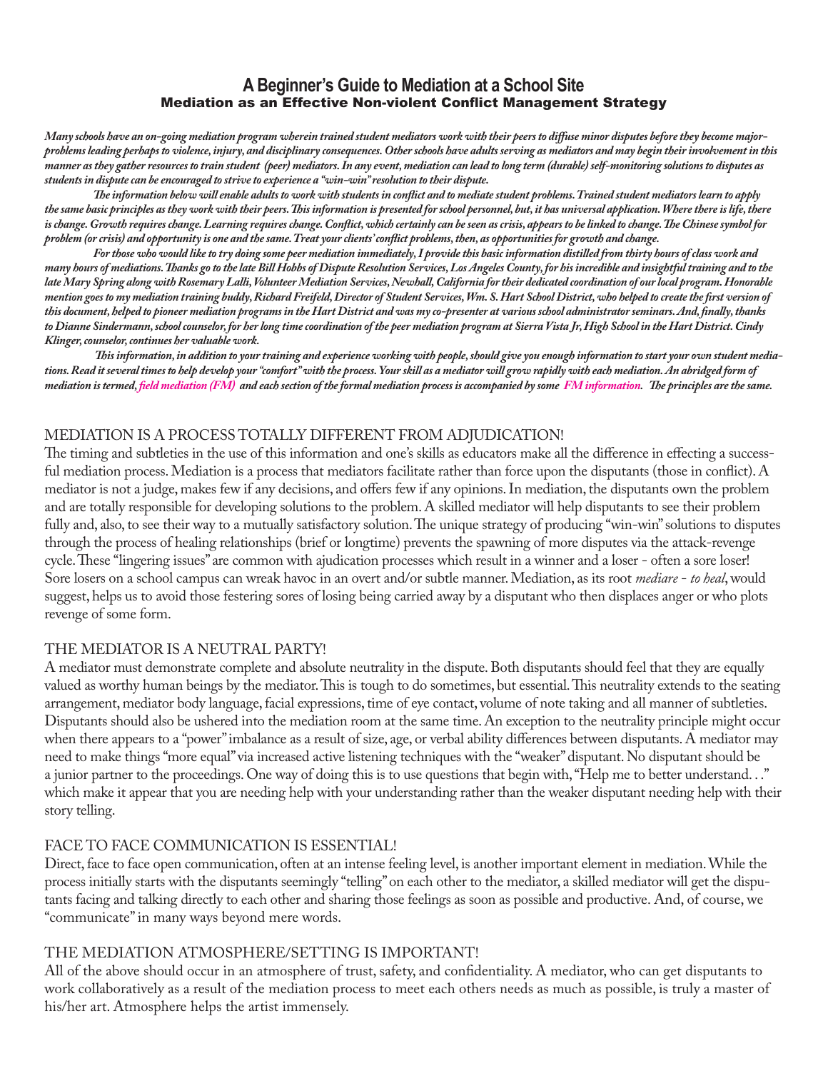# A Beginner's Guide to Mediation at a School Site

## Mediation as an Effective Non-violent Conflict Management Strategy

***Many schools have an on-going mediation program wherein trained student mediators work with their peers to diffuse minor disputes before they become major-problems leading perhaps to violence, injury, and disciplinary consequences. Other schools have adults serving as mediators and may begin their involvement in this manner as they gather resources to train student (peer) mediators. In any event, mediation can lead to long term (durable) self-monitoring solutions to disputes as students in dispute can be encouraged to strive to experience a "win-win" resolution to their dispute.***

***The information below will enable adults to work with students in conflict and to mediate student problems. Trained student mediators learn to apply the same basic principles as they work with their peers. This information is presented for school personnel, but, it has universal application. Where there is life, there is change. Growth requires change. Learning requires change. Conflict, which certainly can be seen as crisis, appears to be linked to change. The Chinese symbol for problem (or crisis) and opportunity is one and the same. Treat your clients' conflict problems, then, as opportunities for growth and change.***

***For those who would like to try doing some peer mediation immediately, I provide this basic information distilled from thirty hours of class work and many hours of mediations. Thanks go to the late Bill Hobbs of Dispute Resolution Services, Los Angeles County, for his incredible and insightful training and to the late Mary Spring along with Rosemary Lalli, Volunteer Mediation Services, Newhall, California for their dedicated coordination of our local program. Honorable mention goes to my mediation training buddy, Richard Freifeld, Director of Student Services, Wm. S. Hart School District, who helped to create the first version of this document, helped to pioneer mediation programs in the Hart District and was my co-presenter at various school administrator seminars. And, finally, thanks to Dianne Sindermann, school counselor, for her long time coordination of the peer mediation program at Sierra Vista Jr, High School in the Hart District. Cindy Klinger, counselor, continues her valuable work.***

***This information, in addition to your training and experience working with people, should give you enough information to start your own student mediations. Read it several times to help develop your "comfort" with the process. Your skill as a mediator will grow rapidly with each mediation. An abridged form of mediation is termed, field mediation (FM) and each section of the formal mediation process is accompanied by some FM information. The principles are the same.***

### MEDIATION IS A PROCESS TOTALLY DIFFERENT FROM ADJUDICATION!

The timing and subtleties in the use of this information and one's skills as educators make all the difference in effecting a successful mediation process. Mediation is a process that mediators facilitate rather than force upon the disputants (those in conflict). A mediator is not a judge, makes few if any decisions, and offers few if any opinions. In mediation, the disputants own the problem and are totally responsible for developing solutions to the problem. A skilled mediator will help disputants to see their problem fully and, also, to see their way to a mutually satisfactory solution. The unique strategy of producing "win-win" solutions to disputes through the process of healing relationships (brief or longtime) prevents the spawning of more disputes via the attack-revenge cycle. These "lingering issues" are common with ajudication processes which result in a winner and a loser - often a sore loser! Sore losers on a school campus can wreak havoc in an overt and/or subtle manner. Mediation, as its root *mediare - to heal*, would suggest, helps us to avoid those festering sores of losing being carried away by a disputant who then displaces anger or who plots revenge of some form.

### THE MEDIATOR IS A NEUTRAL PARTY!

A mediator must demonstrate complete and absolute neutrality in the dispute. Both disputants should feel that they are equally valued as worthy human beings by the mediator. This is tough to do sometimes, but essential. This neutrality extends to the seating arrangement, mediator body language, facial expressions, time of eye contact, volume of note taking and all manner of subtleties. Disputants should also be ushered into the mediation room at the same time. An exception to the neutrality principle might occur when there appears to a "power" imbalance as a result of size, age, or verbal ability differences between disputants. A mediator may need to make things "more equal" via increased active listening techniques with the "weaker" disputant. No disputant should be a junior partner to the proceedings. One way of doing this is to use questions that begin with, "Help me to better understand. . ." which make it appear that you are needing help with your understanding rather than the weaker disputant needing help with their story telling.

### FACE TO FACE COMMUNICATION IS ESSENTIAL!

Direct, face to face open communication, often at an intense feeling level, is another important element in mediation. While the process initially starts with the disputants seemingly "telling" on each other to the mediator, a skilled mediator will get the disputants facing and talking directly to each other and sharing those feelings as soon as possible and productive. And, of course, we "communicate" in many ways beyond mere words.

### THE MEDIATION ATMOSPHERE/SETTING IS IMPORTANT!

All of the above should occur in an atmosphere of trust, safety, and confidentiality. A mediator, who can get disputants to work collaboratively as a result of the mediation process to meet each others needs as much as possible, is truly a master of his/her art. Atmosphere helps the artist immensely.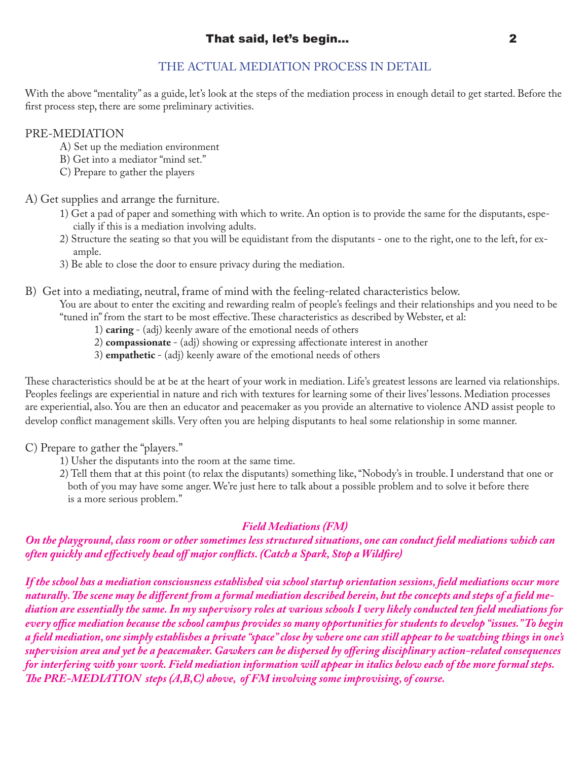## That said, let's begin...

### THE ACTUAL MEDIATION PROCESS IN DETAIL

With the above "mentality" as a guide, let's look at the steps of the mediation process in enough detail to get started. Before the first process step, there are some preliminary activities.

PRE-MEDIATION

A) Set up the mediation environment
B) Get into a mediator "mind set."
C) Prepare to gather the players

A) Get supplies and arrange the furniture.

1) Get a pad of paper and something with which to write. An option is to provide the same for the disputants, especially if this is a mediation involving adults.
2) Structure the seating so that you will be equidistant from the disputants - one to the right, one to the left, for example.
3) Be able to close the door to ensure privacy during the mediation.

B) Get into a mediating, neutral, frame of mind with the feeling-related characteristics below.

You are about to enter the exciting and rewarding realm of people's feelings and their relationships and you need to be "tuned in" from the start to be most effective. These characteristics as described by Webster, et al:

1) **caring** - (adj) keenly aware of the emotional needs of others
2) **compassionate** - (adj) showing or expressing affectionate interest in another
3) **empathetic** - (adj) keenly aware of the emotional needs of others

These characteristics should be at be at the heart of your work in mediation. Life's greatest lessons are learned via relationships. Peoples feelings are experiential in nature and rich with textures for learning some of their lives' lessons. Mediation processes are experiential, also. You are then an educator and peacemaker as you provide an alternative to violence AND assist people to develop conflict management skills. Very often you are helping disputants to heal some relationship in some manner.

C) Prepare to gather the "players."

1) Usher the disputants into the room at the same time.
2) Tell them that at this point (to relax the disputants) something like, "Nobody's in trouble. I understand that one or both of you may have some anger. We're just here to talk about a possible problem and to solve it before there is a more serious problem."

***Field Mediations (FM)***

***On the playground, class room or other sometimes less structured situations, one can conduct field mediations which can often quickly and effectively head off major conflicts. (Catch a Spark, Stop a Wildfire)***

***If the school has a mediation consciousness established via school startup orientation sessions, field mediations occur more naturally. The scene may be different from a formal mediation described herein, but the concepts and steps of a field mediation are essentially the same. In my supervisory roles at various schools I very likely conducted ten field mediations for every office mediation because the school campus provides so many opportunities for students to develop "issues." To begin a field mediation, one simply establishes a private "space" close by where one can still appear to be watching things in one's supervision area and yet be a peacemaker. Gawkers can be dispersed by offering disciplinary action-related consequences for interfering with your work. Field mediation information will appear in italics below each of the more formal steps. The PRE-MEDIATION steps (A,B,C) above, of FM involving some improvising, of course.***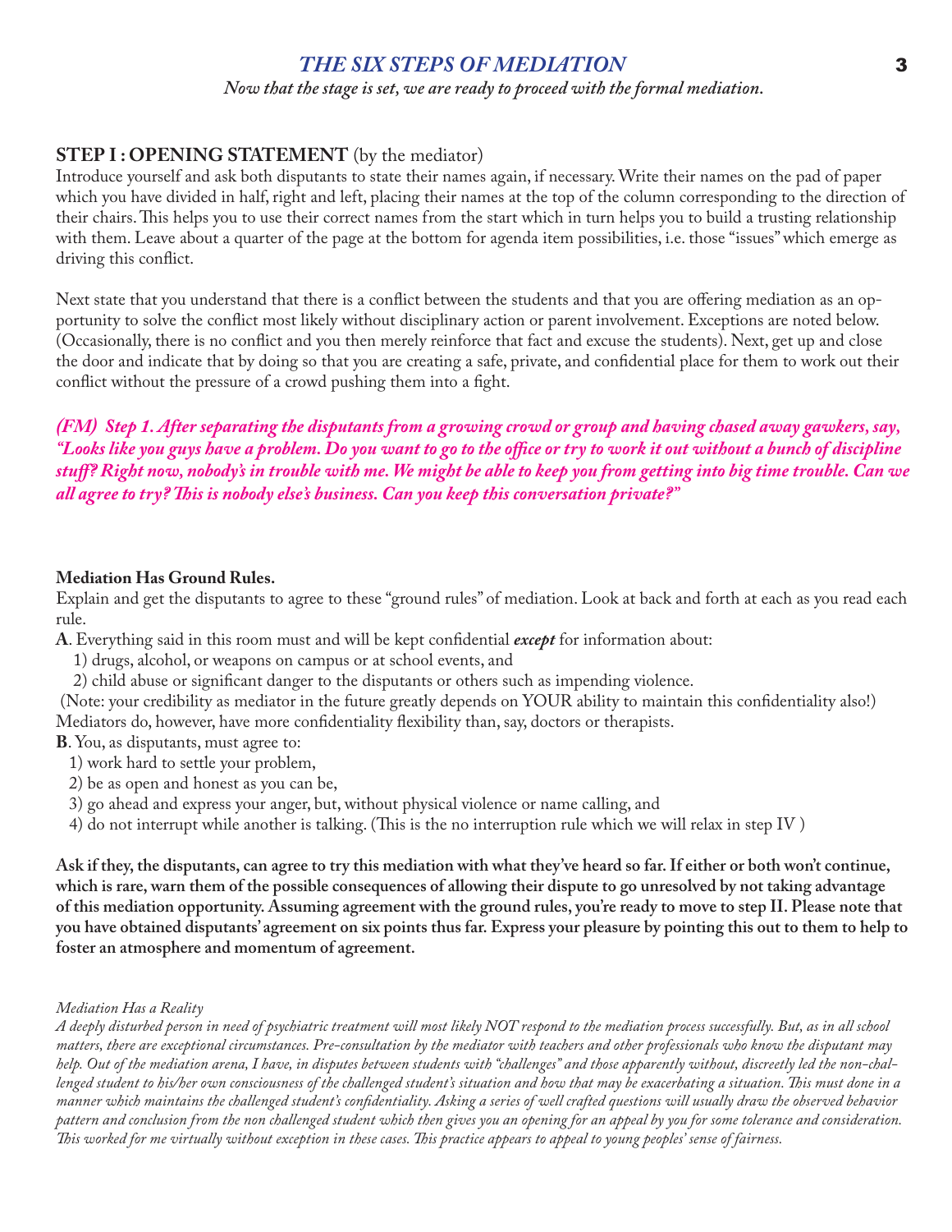## *THE SIX STEPS OF MEDIATION*

***Now that the stage is set, we are ready to proceed with the formal mediation.***

### STEP I : OPENING STATEMENT (by the mediator)

Introduce yourself and ask both disputants to state their names again, if necessary. Write their names on the pad of paper which you have divided in half, right and left, placing their names at the top of the column corresponding to the direction of their chairs. This helps you to use their correct names from the start which in turn helps you to build a trusting relationship with them. Leave about a quarter of the page at the bottom for agenda item possibilities, i.e. those "issues" which emerge as driving this conflict.

Next state that you understand that there is a conflict between the students and that you are offering mediation as an opportunity to solve the conflict most likely without disciplinary action or parent involvement. Exceptions are noted below. (Occasionally, there is no conflict and you then merely reinforce that fact and excuse the students). Next, get up and close the door and indicate that by doing so that you are creating a safe, private, and confidential place for them to work out their conflict without the pressure of a crowd pushing them into a fight.

***(FM) Step 1. After separating the disputants from a growing crowd or group and having chased away gawkers, say, "Looks like you guys have a problem. Do you want to go to the office or try to work it out without a bunch of discipline stuff? Right now, nobody's in trouble with me. We might be able to keep you from getting into big time trouble. Can we all agree to try? This is nobody else's business. Can you keep this conversation private?"***

**Mediation Has Ground Rules.**

Explain and get the disputants to agree to these "ground rules" of mediation. Look at back and forth at each as you read each rule.

**A**. Everything said in this room must and will be kept confidential ***except*** for information about:

1) drugs, alcohol, or weapons on campus or at school events, and
2) child abuse or significant danger to the disputants or others such as impending violence.

(Note: your credibility as mediator in the future greatly depends on YOUR ability to maintain this confidentiality also!) Mediators do, however, have more confidentiality flexibility than, say, doctors or therapists.

**B**. You, as disputants, must agree to:

1) work hard to settle your problem,
2) be as open and honest as you can be,
3) go ahead and express your anger, but, without physical violence or name calling, and
4) do not interrupt while another is talking. (This is the no interruption rule which we will relax in step IV )

**Ask if they, the disputants, can agree to try this mediation with what they've heard so far. If either or both won't continue, which is rare, warn them of the possible consequences of allowing their dispute to go unresolved by not taking advantage of this mediation opportunity. Assuming agreement with the ground rules, you're ready to move to step II. Please note that you have obtained disputants' agreement on six points thus far. Express your pleasure by pointing this out to them to help to foster an atmosphere and momentum of agreement.**

*Mediation Has a Reality*

*A deeply disturbed person in need of psychiatric treatment will most likely NOT respond to the mediation process successfully. But, as in all school matters, there are exceptional circumstances. Pre-consultation by the mediator with teachers and other professionals who know the disputant may help. Out of the mediation arena, I have, in disputes between students with "challenges" and those apparently without, discreetly led the non-challenged student to his/her own consciousness of the challenged student's situation and how that may be exacerbating a situation. This must done in a manner which maintains the challenged student's confidentiality. Asking a series of well crafted questions will usually draw the observed behavior pattern and conclusion from the non challenged student which then gives you an opening for an appeal by you for some tolerance and consideration. This worked for me virtually without exception in these cases. This practice appears to appeal to young peoples' sense of fairness.*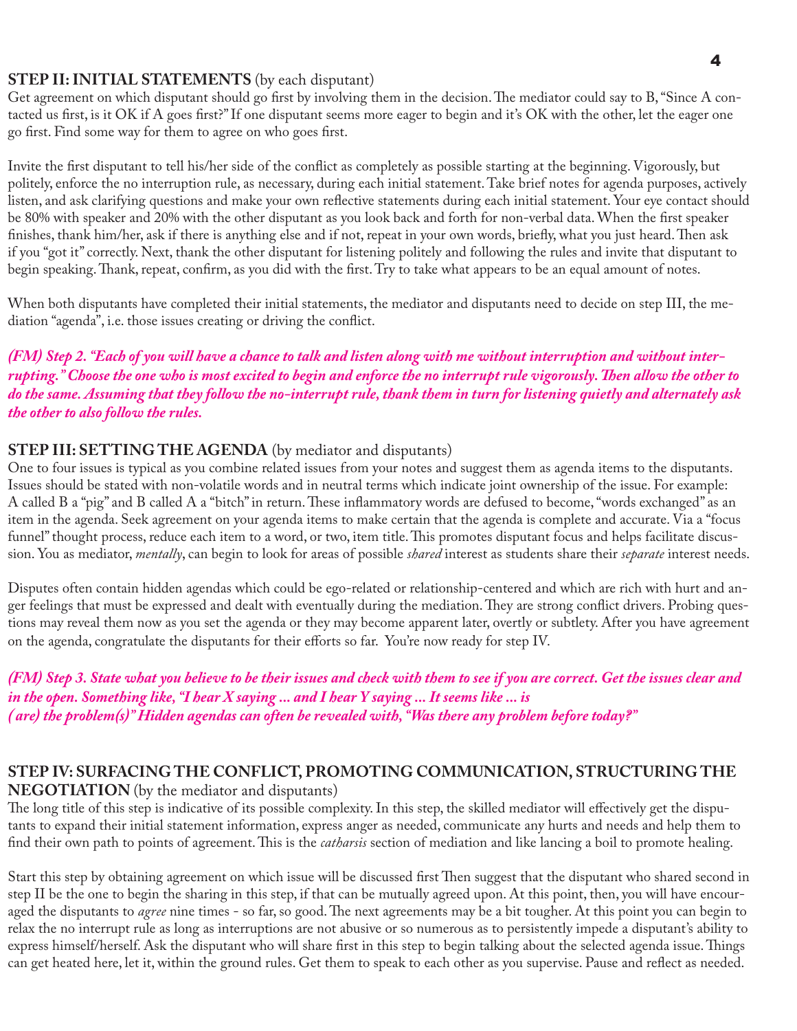**STEP II: INITIAL STATEMENTS** (by each disputant)

Get agreement on which disputant should go first by involving them in the decision. The mediator could say to B, "Since A contacted us first, is it OK if A goes first?" If one disputant seems more eager to begin and it's OK with the other, let the eager one go first. Find some way for them to agree on who goes first.

Invite the first disputant to tell his/her side of the conflict as completely as possible starting at the beginning. Vigorously, but politely, enforce the no interruption rule, as necessary, during each initial statement. Take brief notes for agenda purposes, actively listen, and ask clarifying questions and make your own reflective statements during each initial statement. Your eye contact should be 80% with speaker and 20% with the other disputant as you look back and forth for non-verbal data. When the first speaker finishes, thank him/her, ask if there is anything else and if not, repeat in your own words, briefly, what you just heard. Then ask if you "got it" correctly. Next, thank the other disputant for listening politely and following the rules and invite that disputant to begin speaking. Thank, repeat, confirm, as you did with the first. Try to take what appears to be an equal amount of notes.

When both disputants have completed their initial statements, the mediator and disputants need to decide on step III, the mediation "agenda", i.e. those issues creating or driving the conflict.

***(FM) Step 2. "Each of you will have a chance to talk and listen along with me without interruption and without interrupting." Choose the one who is most excited to begin and enforce the no interrupt rule vigorously. Then allow the other to do the same. Assuming that they follow the no-interrupt rule, thank them in turn for listening quietly and alternately ask the other to also follow the rules.***

**STEP III: SETTING THE AGENDA** (by mediator and disputants)

One to four issues is typical as you combine related issues from your notes and suggest them as agenda items to the disputants. Issues should be stated with non-volatile words and in neutral terms which indicate joint ownership of the issue. For example: A called B a "pig" and B called A a "bitch" in return. These inflammatory words are defused to become, "words exchanged" as an item in the agenda. Seek agreement on your agenda items to make certain that the agenda is complete and accurate. Via a "focus funnel" thought process, reduce each item to a word, or two, item title. This promotes disputant focus and helps facilitate discussion. You as mediator, *mentally*, can begin to look for areas of possible *shared* interest as students share their *separate* interest needs.

Disputes often contain hidden agendas which could be ego-related or relationship-centered and which are rich with hurt and anger feelings that must be expressed and dealt with eventually during the mediation. They are strong conflict drivers. Probing questions may reveal them now as you set the agenda or they may become apparent later, overtly or subtlety. After you have agreement on the agenda, congratulate the disputants for their efforts so far. You're now ready for step IV.

***(FM) Step 3. State what you believe to be their issues and check with them to see if you are correct. Get the issues clear and in the open. Something like, "I hear X saying ... and I hear Y saying ... It seems like ... is ( are) the problem(s)" Hidden agendas can often be revealed with, "Was there any problem before today?"***

**STEP IV: SURFACING THE CONFLICT, PROMOTING COMMUNICATION, STRUCTURING THE NEGOTIATION** (by the mediator and disputants)

The long title of this step is indicative of its possible complexity. In this step, the skilled mediator will effectively get the disputants to expand their initial statement information, express anger as needed, communicate any hurts and needs and help them to find their own path to points of agreement. This is the *catharsis* section of mediation and like lancing a boil to promote healing.

Start this step by obtaining agreement on which issue will be discussed first Then suggest that the disputant who shared second in step II be the one to begin the sharing in this step, if that can be mutually agreed upon. At this point, then, you will have encouraged the disputants to *agree* nine times - so far, so good. The next agreements may be a bit tougher. At this point you can begin to relax the no interrupt rule as long as interruptions are not abusive or so numerous as to persistently impede a disputant's ability to express himself/herself. Ask the disputant who will share first in this step to begin talking about the selected agenda issue. Things can get heated here, let it, within the ground rules. Get them to speak to each other as you supervise. Pause and reflect as needed.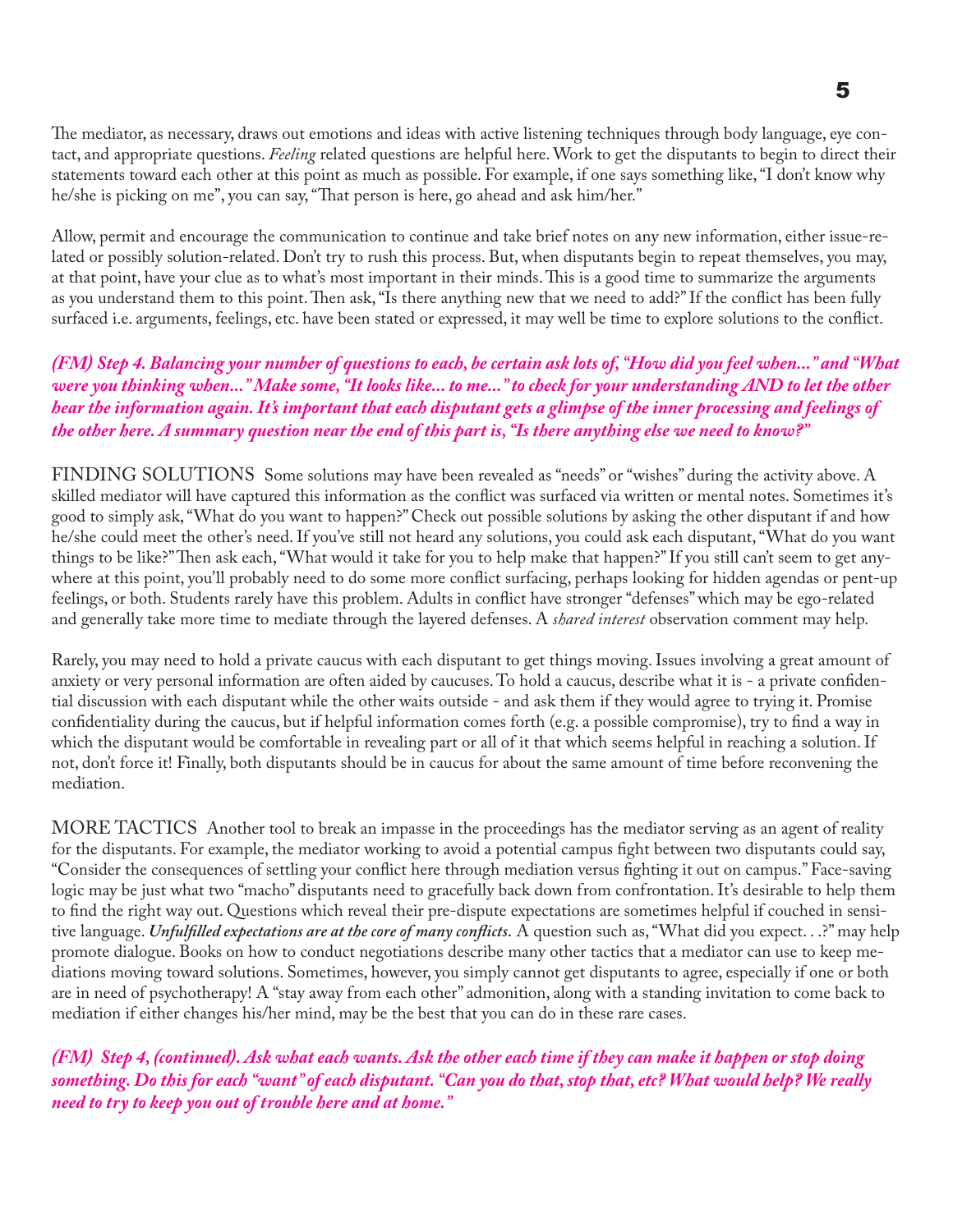The mediator, as necessary, draws out emotions and ideas with active listening techniques through body language, eye contact, and appropriate questions. *Feeling* related questions are helpful here. Work to get the disputants to begin to direct their statements toward each other at this point as much as possible. For example, if one says something like, "I don't know why he/she is picking on me", you can say, "That person is here, go ahead and ask him/her."

Allow, permit and encourage the communication to continue and take brief notes on any new information, either issue-related or possibly solution-related. Don't try to rush this process. But, when disputants begin to repeat themselves, you may, at that point, have your clue as to what's most important in their minds. This is a good time to summarize the arguments as you understand them to this point. Then ask, "Is there anything new that we need to add?" If the conflict has been fully surfaced i.e. arguments, feelings, etc. have been stated or expressed, it may well be time to explore solutions to the conflict.

***(FM) Step 4. Balancing your number of questions to each, be certain ask lots of, "How did you feel when..." and "What were you thinking when..." Make some, "It looks like... to me..." to check for your understanding AND to let the other hear the information again. It's important that each disputant gets a glimpse of the inner processing and feelings of the other here. A summary question near the end of this part is, "Is there anything else we need to know?"***

FINDING SOLUTIONS Some solutions may have been revealed as "needs" or "wishes" during the activity above. A skilled mediator will have captured this information as the conflict was surfaced via written or mental notes. Sometimes it's good to simply ask, "What do you want to happen?" Check out possible solutions by asking the other disputant if and how he/she could meet the other's need. If you've still not heard any solutions, you could ask each disputant, "What do you want things to be like?" Then ask each, "What would it take for you to help make that happen?" If you still can't seem to get anywhere at this point, you'll probably need to do some more conflict surfacing, perhaps looking for hidden agendas or pent-up feelings, or both. Students rarely have this problem. Adults in conflict have stronger "defenses" which may be ego-related and generally take more time to mediate through the layered defenses. A *shared interest* observation comment may help.

Rarely, you may need to hold a private caucus with each disputant to get things moving. Issues involving a great amount of anxiety or very personal information are often aided by caucuses. To hold a caucus, describe what it is - a private confidential discussion with each disputant while the other waits outside - and ask them if they would agree to trying it. Promise confidentiality during the caucus, but if helpful information comes forth (e.g. a possible compromise), try to find a way in which the disputant would be comfortable in revealing part or all of it that which seems helpful in reaching a solution. If not, don't force it! Finally, both disputants should be in caucus for about the same amount of time before reconvening the mediation.

MORE TACTICS Another tool to break an impasse in the proceedings has the mediator serving as an agent of reality for the disputants. For example, the mediator working to avoid a potential campus fight between two disputants could say, "Consider the consequences of settling your conflict here through mediation versus fighting it out on campus." Face-saving logic may be just what two "macho" disputants need to gracefully back down from confrontation. It's desirable to help them to find the right way out. Questions which reveal their pre-dispute expectations are sometimes helpful if couched in sensitive language. ***Unfulfilled expectations are at the core of many conflicts.*** A question such as, "What did you expect. . .?" may help promote dialogue. Books on how to conduct negotiations describe many other tactics that a mediator can use to keep mediations moving toward solutions. Sometimes, however, you simply cannot get disputants to agree, especially if one or both are in need of psychotherapy! A "stay away from each other" admonition, along with a standing invitation to come back to mediation if either changes his/her mind, may be the best that you can do in these rare cases.

***(FM) Step 4, (continued). Ask what each wants. Ask the other each time if they can make it happen or stop doing something. Do this for each "want" of each disputant. "Can you do that, stop that, etc? What would help? We really need to try to keep you out of trouble here and at home."***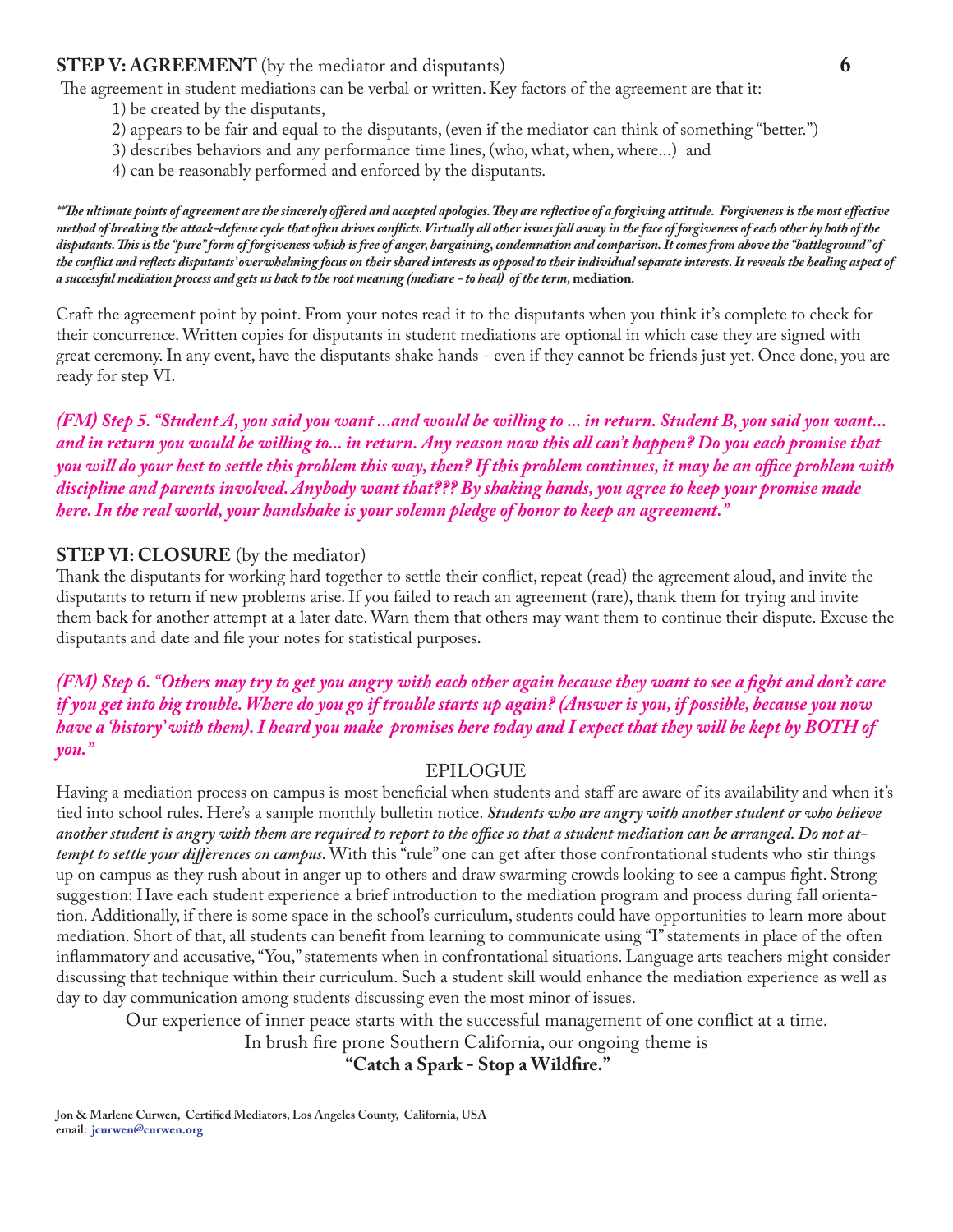**STEP V: AGREEMENT** (by the mediator and disputants)

The agreement in student mediations can be verbal or written. Key factors of the agreement are that it:

1) be created by the disputants,
2) appears to be fair and equal to the disputants, (even if the mediator can think of something "better.")
3) describes behaviors and any performance time lines, (who, what, when, where...) and
4) can be reasonably performed and enforced by the disputants.

***\*The ultimate points of agreement are the sincerely offered and accepted apologies. They are reflective of a forgiving attitude. Forgiveness is the most effective method of breaking the attack-defense cycle that often drives conflicts. Virtually all other issues fall away in the face of forgiveness of each other by both of the disputants. This is the "pure" form of forgiveness which is free of anger, bargaining, condemnation and comparison. It comes from above the "battleground" of the conflict and reflects disputants' overwhelming focus on their shared interests as opposed to their individual separate interests. It reveals the healing aspect of a successful mediation process and gets us back to the root meaning (mediare - to heal) of the term,*** **mediation.**

Craft the agreement point by point. From your notes read it to the disputants when you think it's complete to check for their concurrence. Written copies for disputants in student mediations are optional in which case they are signed with great ceremony. In any event, have the disputants shake hands - even if they cannot be friends just yet. Once done, you are ready for step VI.

***(FM) Step 5. "Student A, you said you want ...and would be willing to ... in return. Student B, you said you want... and in return you would be willing to... in return. Any reason now this all can't happen? Do you each promise that you will do your best to settle this problem this way, then? If this problem continues, it may be an office problem with discipline and parents involved. Anybody want that??? By shaking hands, you agree to keep your promise made here. In the real world, your handshake is your solemn pledge of honor to keep an agreement."***

**STEP VI: CLOSURE** (by the mediator)

Thank the disputants for working hard together to settle their conflict, repeat (read) the agreement aloud, and invite the disputants to return if new problems arise. If you failed to reach an agreement (rare), thank them for trying and invite them back for another attempt at a later date. Warn them that others may want them to continue their dispute. Excuse the disputants and date and file your notes for statistical purposes.

***(FM) Step 6. "Others may try to get you angry with each other again because they want to see a fight and don't care if you get into big trouble. Where do you go if trouble starts up again? (Answer is you, if possible, because you now have a 'history' with them). I heard you make promises here today and I expect that they will be kept by BOTH of you."***

## EPILOGUE

Having a mediation process on campus is most beneficial when students and staff are aware of its availability and when it's tied into school rules. Here's a sample monthly bulletin notice. ***Students who are angry with another student or who believe another student is angry with them are required to report to the office so that a student mediation can be arranged. Do not attempt to settle your differences on campus.*** With this "rule" one can get after those confrontational students who stir things up on campus as they rush about in anger up to others and draw swarming crowds looking to see a campus fight. Strong suggestion: Have each student experience a brief introduction to the mediation program and process during fall orientation. Additionally, if there is some space in the school's curriculum, students could have opportunities to learn more about mediation. Short of that, all students can benefit from learning to communicate using "I" statements in place of the often inflammatory and accusative, "You," statements when in confrontational situations. Language arts teachers might consider discussing that technique within their curriculum. Such a student skill would enhance the mediation experience as well as day to day communication among students discussing even the most minor of issues.

Our experience of inner peace starts with the successful management of one conflict at a time.

In brush fire prone Southern California, our ongoing theme is

**"Catch a Spark - Stop a Wildfire."**

**Jon & Marlene Curwen, Certified Mediators, Los Angeles County, California, USA**
**email: jcurwen@curwen.org**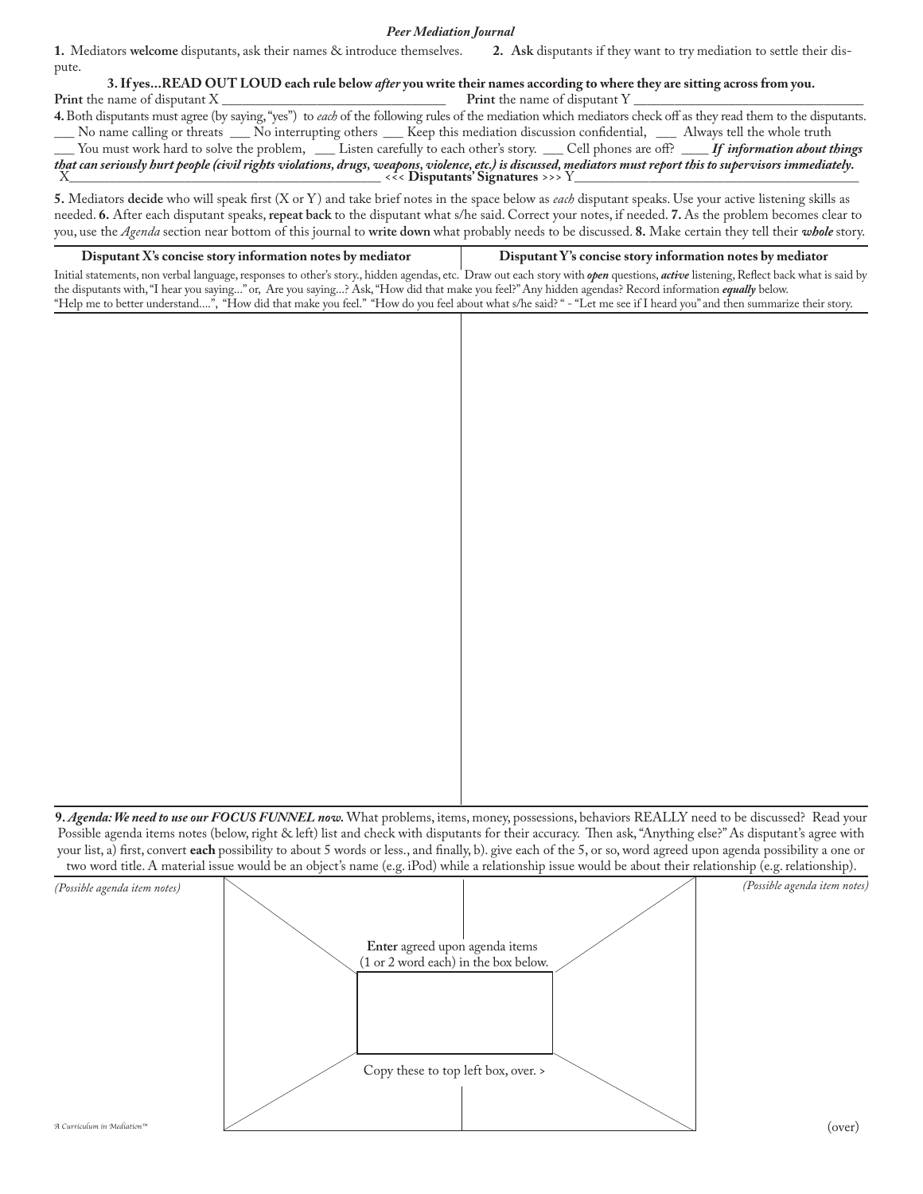*Peer Mediation Journal*

**1.** Mediators **welcome** disputants, ask their names & introduce themselves. **2. Ask** disputants if they want to try mediation to settle their dispute.

**3. If yes…READ OUT LOUD each rule below *after* you write their names according to where they are sitting across from you.**

**Print** the name of disputant X ______________________________ **Print** the name of disputant Y ______________________________

**4.** Both disputants must agree (by saying, "yes") to *each* of the following rules of the mediation which mediators check off as they read them to the disputants.

___ No name calling or threats ___ No interrupting others ___ Keep this mediation discussion confidential, ___ Always tell the whole truth
___ You must work hard to solve the problem, ___ Listen carefully to each other's story. ___ Cell phones are off? ____ ***If information about things that can seriously hurt people (civil rights violations, drugs, weapons, violence, etc.) is discussed, mediators must report this to supervisors immediately.***

X______________________________ <<< **Disputants' Signatures** >>> Y______________________________

**5.** Mediators **decide** who will speak first (X or Y) and take brief notes in the space below as *each* disputant speaks. Use your active listening skills as needed. **6.** After each disputant speaks, **repeat back** to the disputant what s/he said. Correct your notes, if needed. **7.** As the problem becomes clear to you, use the *Agenda* section near bottom of this journal to **write down** what probably needs to be discussed. **8.** Make certain they tell their ***whole*** story.

| **Disputant X's concise story information notes by mediator** | **Disputant Y's concise story information notes by mediator** |
|---|---|
| | |

Initial statements, non verbal language, responses to other's story., hidden agendas, etc. Draw out each story with ***open*** questions, ***active*** listening, Reflect back what is said by the disputants with, "I hear you saying…" or, Are you saying…? Ask, "How did that make you feel?" Any hidden agendas? Record information ***equally*** below.
"Help me to better understand….", "How did that make you feel." "How do you feel about what s/he said? " - "Let me see if I heard you" and then summarize their story.

**9.** ***Agenda: We need to use our FOCUS FUNNEL now.*** What problems, items, money, possessions, behaviors REALLY need to be discussed? Read your Possible agenda items notes (below, right & left) list and check with disputants for their accuracy. Then ask, "Anything else?" As disputant's agree with your list, a) first, convert **each** possibility to about 5 words or less., and finally, b). give each of the 5, or so, word agreed upon agenda possibility a one or two word title. A material issue would be an object's name (e.g. iPod) while a relationship issue would be about their relationship (e.g. relationship).

*(Possible agenda item notes)*

**Enter** agreed upon agenda items (1 or 2 word each) in the box below.

Copy these to top left box, over. >

*(Possible agenda item notes)*

*A Curriculum in Mediation™*

(over)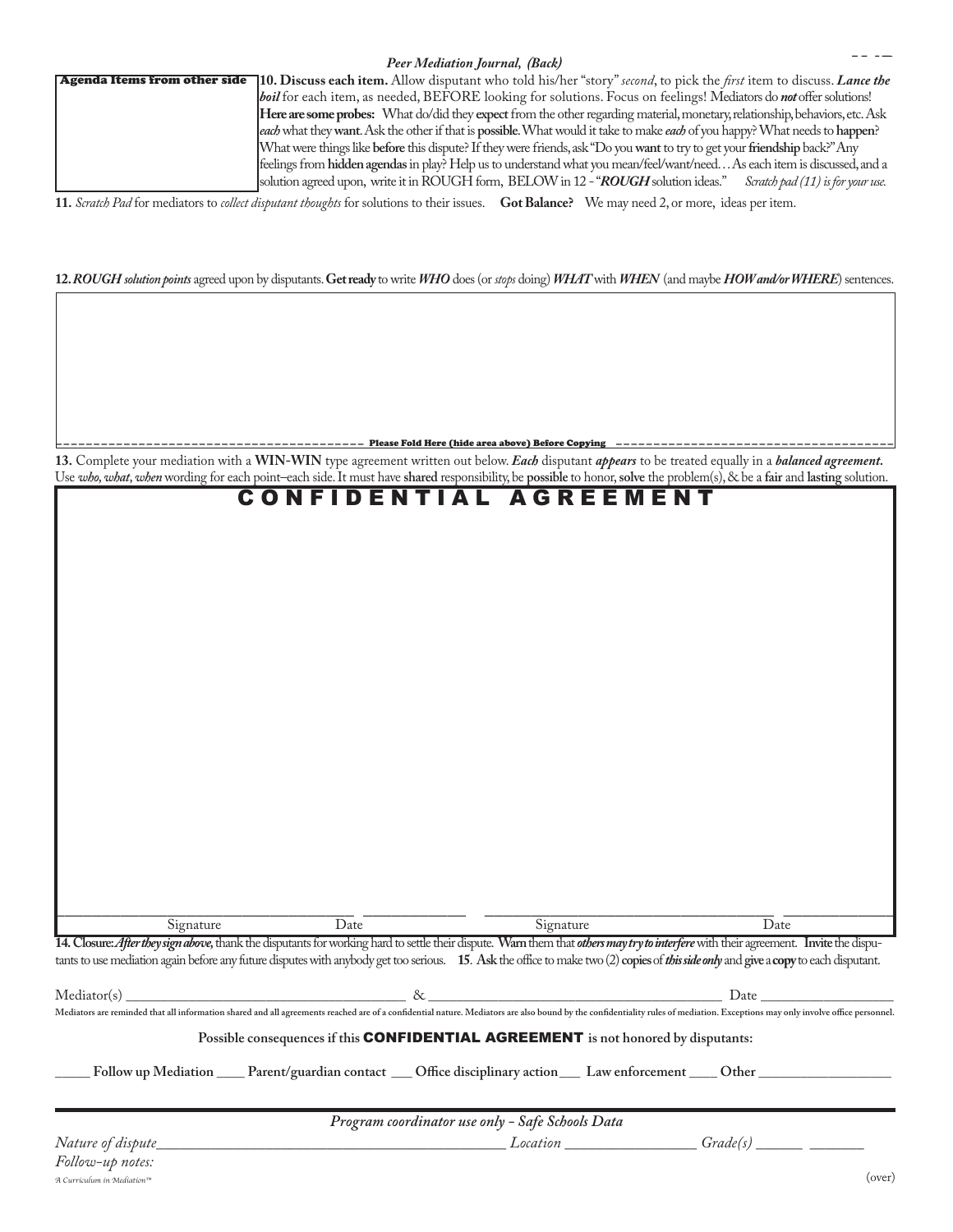*Peer Mediation Journal, (Back)*

| Agenda Items from other side | **10. Discuss each item.** Allow disputant who told his/her "story" *second*, to pick the *first* item to discuss. ***Lance the boil*** for each item, as needed, BEFORE looking for solutions. Focus on feelings! Mediators do ***not*** offer solutions! **Here are some probes:** What do/did they **expect** from the other regarding material, monetary, relationship, behaviors, etc. Ask ***each*** what they **want**. Ask the other if that is **possible**. What would it take to make ***each*** of you happy? What needs to **happen**? What were things like **before** this dispute? If they were friends, ask "Do you **want** to try to get your **friendship** back?" Any feelings from **hidden agendas** in play? Help us to understand what you mean/feel/want/need… As each item is discussed, and a solution agreed upon, write it in ROUGH form, BELOW in 12 - "***ROUGH*** solution ideas." *Scratch pad (11) is for your use.* |
|---|---|

**11.** *Scratch Pad* for mediators to *collect disputant thoughts* for solutions to their issues. **Got Balance?** We may need 2, or more, ideas per item.

**12.** ***ROUGH solution points*** agreed upon by disputants. **Get ready** to write ***WHO*** does (or *stops* doing) ***WHAT*** with ***WHEN*** (and maybe ***HOW and/or WHERE***) sentences.

**Please Fold Here (hide area above) Before Copying**

**13.** Complete your mediation with a **WIN-WIN** type agreement written out below. ***Each*** disputant ***appears*** to be treated equally in a ***balanced agreement.*** Use ***who, what, when*** wording for each point–each side. It must have **shared** responsibility, be **possible** to honor, **solve** the problem(s), & be a **fair** and **lasting** solution.

## CONFIDENTIAL AGREEMENT

_______________________ Signature _______ Date _______________________ Signature _______ Date

**14. Closure:** ***After they sign above,*** thank the disputants for working hard to settle their dispute. **Warn** them that ***others may try to interfere*** with their agreement. **Invite** the disputants to use mediation again before any future disputes with anybody get too serious. **15**. **Ask** the office to make two (2) **copies** of ***this side only*** and **give** a **copy** to each disputant.

Mediator(s) ______________________________ & ______________________________ Date ______________

**Mediators are reminded that all information shared and all agreements reached are of a confidential nature. Mediators are also bound by the confidentiality rules of mediation. Exceptions may only involve office personnel.**

**Possible consequences if this CONFIDENTIAL AGREEMENT is not honored by disputants:**

_____ **Follow up Mediation** ____ **Parent/guardian contact** ___ **Office disciplinary action** ___ **Law enforcement** ____ **Other** ______________

*Program coordinator use only - Safe Schools Data*

*Nature of dispute*______________________________ *Location* ______________ *Grade(s)* ______ _______

*Follow-up notes:*

*A Curriculum in Mediation™*

(over)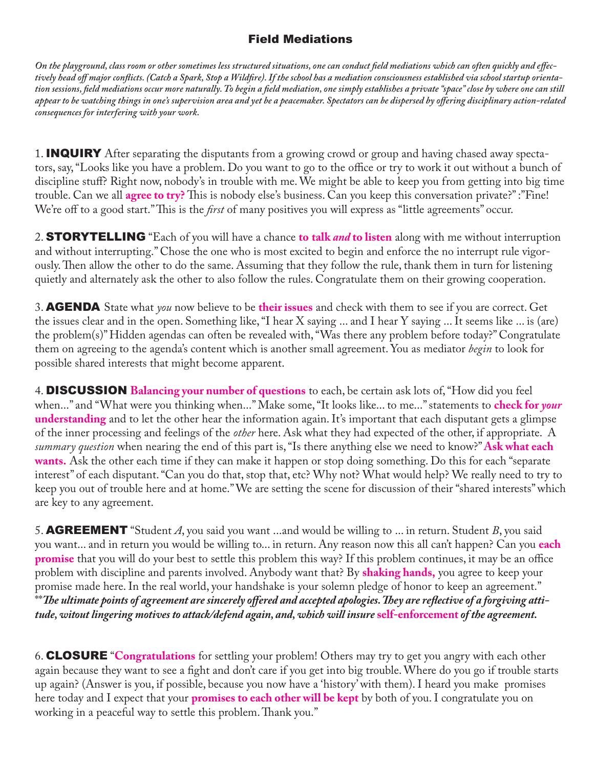# Field Mediations

***On the playground, class room or other sometimes less structured situations, one can conduct field mediations which can often quickly and effectively head off major conflicts. (Catch a Spark, Stop a Wildfire). If the school has a mediation consciousness established via school startup orientation sessions, field mediations occur more naturally. To begin a field mediation, one simply establishes a private "space" close by where one can still appear to be watching things in one's supervision area and yet be a peacemaker. Spectators can be dispersed by offering disciplinary action-related consequences for interfering with your work.***

1. **INQUIRY** After separating the disputants from a growing crowd or group and having chased away spectators, say, "Looks like you have a problem. Do you want to go to the office or try to work it out without a bunch of discipline stuff? Right now, nobody's in trouble with me. We might be able to keep you from getting into big time trouble. Can we all **agree to try?** This is nobody else's business. Can you keep this conversation private?" :"Fine! We're off to a good start." This is the *first* of many positives you will express as "little agreements" occur.

2. **STORYTELLING** "Each of you will have a chance **to talk *and* to listen** along with me without interruption and without interrupting." Chose the one who is most excited to begin and enforce the no interrupt rule vigorously. Then allow the other to do the same. Assuming that they follow the rule, thank them in turn for listening quietly and alternately ask the other to also follow the rules. Congratulate them on their growing cooperation.

3. **AGENDA** State what *you* now believe to be **their issues** and check with them to see if you are correct. Get the issues clear and in the open. Something like, "I hear X saying ... and I hear Y saying ... It seems like ... is (are) the problem(s)" Hidden agendas can often be revealed with, "Was there any problem before today?" Congratulate them on agreeing to the agenda's content which is another small agreement. You as mediator *begin* to look for possible shared interests that might become apparent.

4. **DISCUSSION** **Balancing your number of questions** to each, be certain ask lots of, "How did you feel when..." and "What were you thinking when..." Make some, "It looks like... to me..." statements to **check for *your* understanding** and to let the other hear the information again. It's important that each disputant gets a glimpse of the inner processing and feelings of the *other* here. Ask what they had expected of the other, if appropriate. A *summary question* when nearing the end of this part is, "Is there anything else we need to know?" **Ask what each wants.** Ask the other each time if they can make it happen or stop doing something. Do this for each "separate interest" of each disputant. "Can you do that, stop that, etc? Why not? What would help? We really need to try to keep you out of trouble here and at home." We are setting the scene for discussion of their "shared interests" which are key to any agreement.

5. **AGREEMENT** "Student *A*, you said you want ...and would be willing to ... in return. Student *B*, you said you want... and in return you would be willing to... in return. Any reason now this all can't happen? Can you **each promise** that you will do your best to settle this problem this way? If this problem continues, it may be an office problem with discipline and parents involved. Anybody want that? By **shaking hands,** you agree to keep your promise made here. In the real world, your handshake is your solemn pledge of honor to keep an agreement."
****The ultimate points of agreement are sincerely offered and accepted apologies. They are reflective of a forgiving attitude, witout lingering motives to attack/defend again, and, which will insure self-enforcement of the agreement.***

6. **CLOSURE** "**Congratulations** for settling your problem! Others may try to get you angry with each other again because they want to see a fight and don't care if you get into big trouble. Where do you go if trouble starts up again? (Answer is you, if possible, because you now have a 'history' with them). I heard you make promises here today and I expect that your **promises to each other will be kept** by both of you. I congratulate you on working in a peaceful way to settle this problem. Thank you."